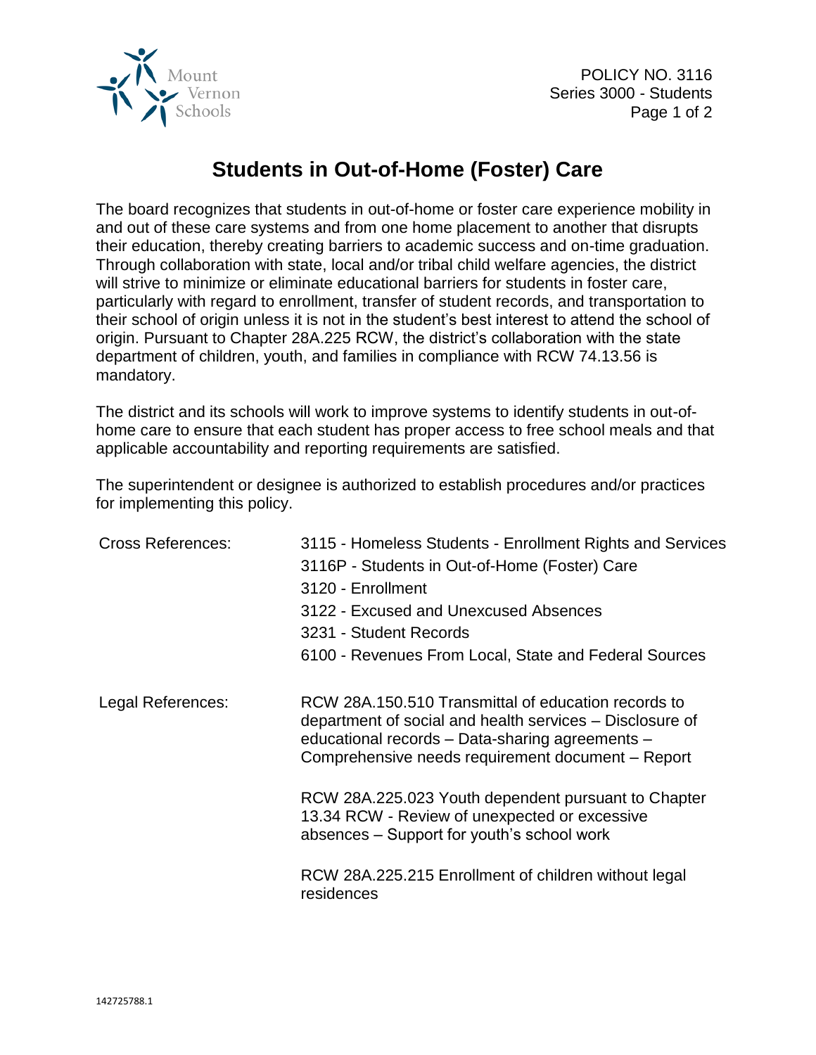POLICY NO. 3116
Series 3000 - Students

# Students in Out-of-Home (Foster) Care

The board recognizes that students in out-of-home or foster care experience mobility in and out of these care systems and from one home placement to another that disrupts their education, thereby creating barriers to academic success and on-time graduation. Through collaboration with state, local and/or tribal child welfare agencies, the district will strive to minimize or eliminate educational barriers for students in foster care, particularly with regard to enrollment, transfer of student records, and transportation to their school of origin unless it is not in the student's best interest to attend the school of origin. Pursuant to Chapter 28A.225 RCW, the district's collaboration with the state department of children, youth, and families in compliance with RCW 74.13.56 is mandatory.

The district and its schools will work to improve systems to identify students in out-of-home care to ensure that each student has proper access to free school meals and that applicable accountability and reporting requirements are satisfied.

The superintendent or designee is authorized to establish procedures and/or practices for implementing this policy.

Cross References:

- 3115 - Homeless Students - Enrollment Rights and Services
- 3116P - Students in Out-of-Home (Foster) Care
- 3120 - Enrollment
- 3122 - Excused and Unexcused Absences
- 3231 - Student Records
- 6100 - Revenues From Local, State and Federal Sources

Legal References:

- RCW 28A.150.510 Transmittal of education records to department of social and health services – Disclosure of educational records – Data-sharing agreements – Comprehensive needs requirement document – Report
- RCW 28A.225.023 Youth dependent pursuant to Chapter 13.34 RCW - Review of unexpected or excessive absences – Support for youth's school work
- RCW 28A.225.215 Enrollment of children without legal residences

142725788.1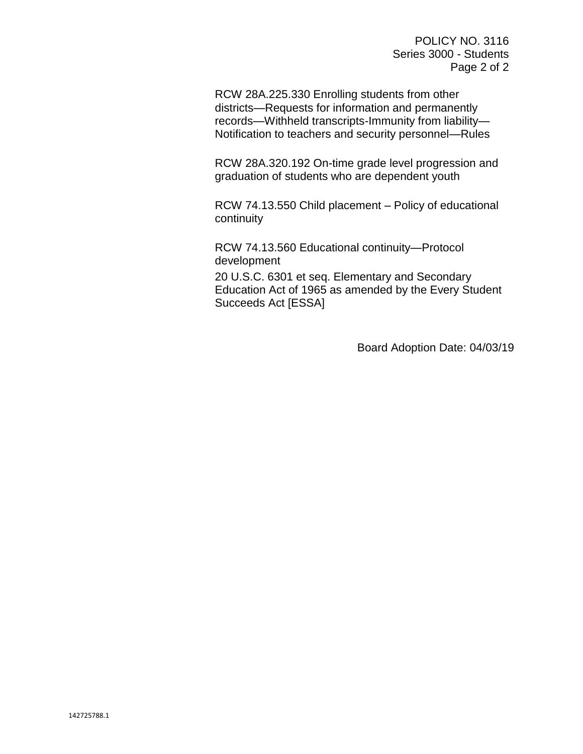RCW 28A.225.330 Enrolling students from other districts—Requests for information and permanently records—Withheld transcripts-Immunity from liability—Notification to teachers and security personnel—Rules

RCW 28A.320.192 On-time grade level progression and graduation of students who are dependent youth

RCW 74.13.550 Child placement – Policy of educational continuity

RCW 74.13.560 Educational continuity—Protocol development

20 U.S.C. 6301 et seq. Elementary and Secondary Education Act of 1965 as amended by the Every Student Succeeds Act [ESSA]

Board Adoption Date: 04/03/19